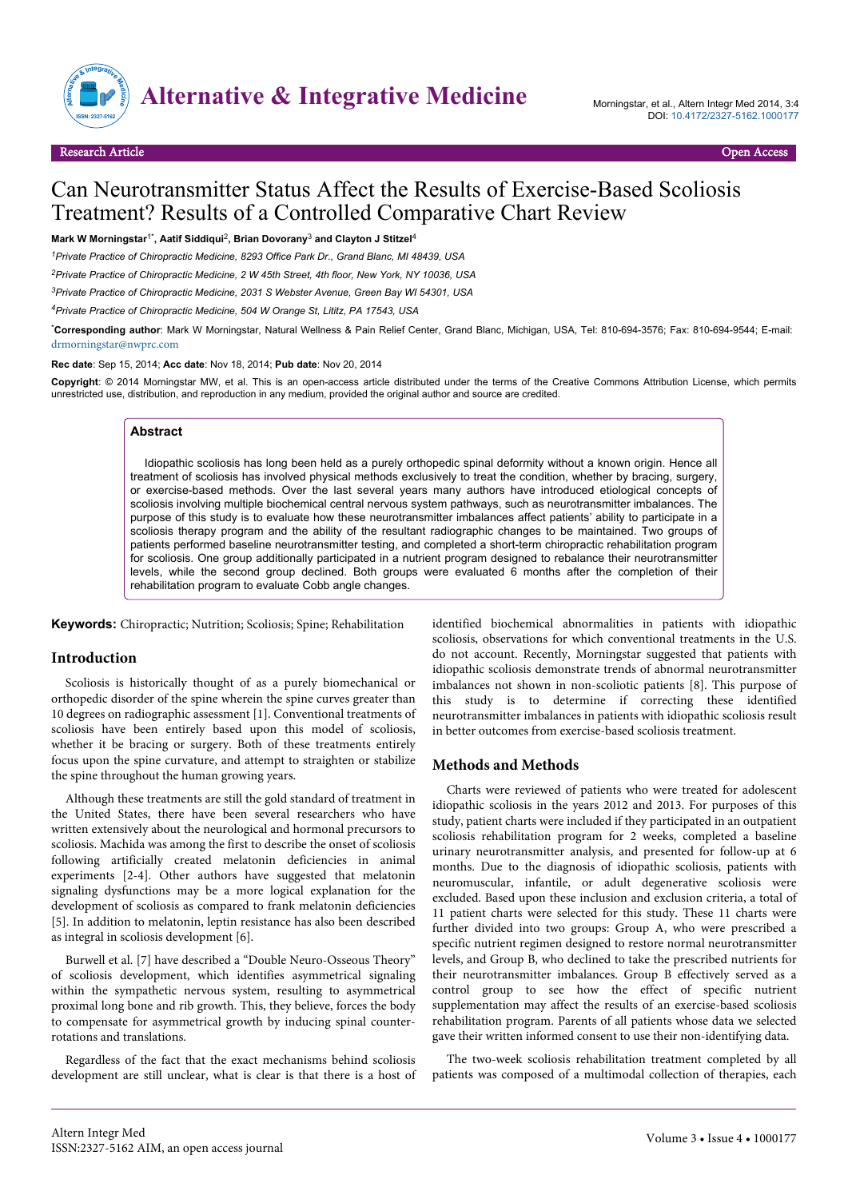Research Article Open Access

# Can Neurotransmitter Status Affect the Results of Exercise-Based Scoliosis Treatment? Results of a Controlled Comparative Chart Review

**Mark W Morningstar[1*], Aatif Siddiqui[2], Brian Dovorany[3] and Clayton J Stitzel[4]**

[1]*Private Practice of Chiropractic Medicine, 8293 Office Park Dr., Grand Blanc, MI 48439, USA*

[2]*Private Practice of Chiropractic Medicine, 2 W 45th Street, 4th floor, New York, NY 10036, USA*

[3]*Private Practice of Chiropractic Medicine, 2031 S Webster Avenue, Green Bay WI 54301, USA*

[4]*Private Practice of Chiropractic Medicine, 504 W Orange St, Lititz, PA 17543, USA*

[*]**Corresponding author**: Mark W Morningstar, Natural Wellness & Pain Relief Center, Grand Blanc, Michigan, USA, Tel: 810-694-3576; Fax: 810-694-9544; E-mail: drmorningstar@nwprc.com

**Rec date**: Sep 15, 2014; **Acc date**: Nov 18, 2014; **Pub date**: Nov 20, 2014

**Copyright**: © 2014 Morningstar MW, et al. This is an open-access article distributed under the terms of the Creative Commons Attribution License, which permits unrestricted use, distribution, and reproduction in any medium, provided the original author and source are credited.

## Abstract

Idiopathic scoliosis has long been held as a purely orthopedic spinal deformity without a known origin. Hence all treatment of scoliosis has involved physical methods exclusively to treat the condition, whether by bracing, surgery, or exercise-based methods. Over the last several years many authors have introduced etiological concepts of scoliosis involving multiple biochemical central nervous system pathways, such as neurotransmitter imbalances. The purpose of this study is to evaluate how these neurotransmitter imbalances affect patients' ability to participate in a scoliosis therapy program and the ability of the resultant radiographic changes to be maintained. Two groups of patients performed baseline neurotransmitter testing, and completed a short-term chiropractic rehabilitation program for scoliosis. One group additionally participated in a nutrient program designed to rebalance their neurotransmitter levels, while the second group declined. Both groups were evaluated 6 months after the completion of their rehabilitation program to evaluate Cobb angle changes.

**Keywords:** Chiropractic; Nutrition; Scoliosis; Spine; Rehabilitation

## Introduction

Scoliosis is historically thought of as a purely biomechanical or orthopedic disorder of the spine wherein the spine curves greater than 10 degrees on radiographic assessment [1]. Conventional treatments of scoliosis have been entirely based upon this model of scoliosis, whether it be bracing or surgery. Both of these treatments entirely focus upon the spine curvature, and attempt to straighten or stabilize the spine throughout the human growing years.

Although these treatments are still the gold standard of treatment in the United States, there have been several researchers who have written extensively about the neurological and hormonal precursors to scoliosis. Machida was among the first to describe the onset of scoliosis following artificially created melatonin deficiencies in animal experiments [2-4]. Other authors have suggested that melatonin signaling dysfunctions may be a more logical explanation for the development of scoliosis as compared to frank melatonin deficiencies [5]. In addition to melatonin, leptin resistance has also been described as integral in scoliosis development [6].

Burwell et al. [7] have described a "Double Neuro-Osseous Theory" of scoliosis development, which identifies asymmetrical signaling within the sympathetic nervous system, resulting to asymmetrical proximal long bone and rib growth. This, they believe, forces the body to compensate for asymmetrical growth by inducing spinal counter-rotations and translations.

Regardless of the fact that the exact mechanisms behind scoliosis development are still unclear, what is clear is that there is a host of identified biochemical abnormalities in patients with idiopathic scoliosis, observations for which conventional treatments in the U.S. do not account. Recently, Morningstar suggested that patients with idiopathic scoliosis demonstrate trends of abnormal neurotransmitter imbalances not shown in non-scoliotic patients [8]. This purpose of this study is to determine if correcting these identified neurotransmitter imbalances in patients with idiopathic scoliosis result in better outcomes from exercise-based scoliosis treatment.

## Methods and Methods

Charts were reviewed of patients who were treated for adolescent idiopathic scoliosis in the years 2012 and 2013. For purposes of this study, patient charts were included if they participated in an outpatient scoliosis rehabilitation program for 2 weeks, completed a baseline urinary neurotransmitter analysis, and presented for follow-up at 6 months. Due to the diagnosis of idiopathic scoliosis, patients with neuromuscular, infantile, or adult degenerative scoliosis were excluded. Based upon these inclusion and exclusion criteria, a total of 11 patient charts were selected for this study. These 11 charts were further divided into two groups: Group A, who were prescribed a specific nutrient regimen designed to restore normal neurotransmitter levels, and Group B, who declined to take the prescribed nutrients for their neurotransmitter imbalances. Group B effectively served as a control group to see how the effect of specific nutrient supplementation may affect the results of an exercise-based scoliosis rehabilitation program. Parents of all patients whose data we selected gave their written informed consent to use their non-identifying data.

The two-week scoliosis rehabilitation treatment completed by all patients was composed of a multimodal collection of therapies, each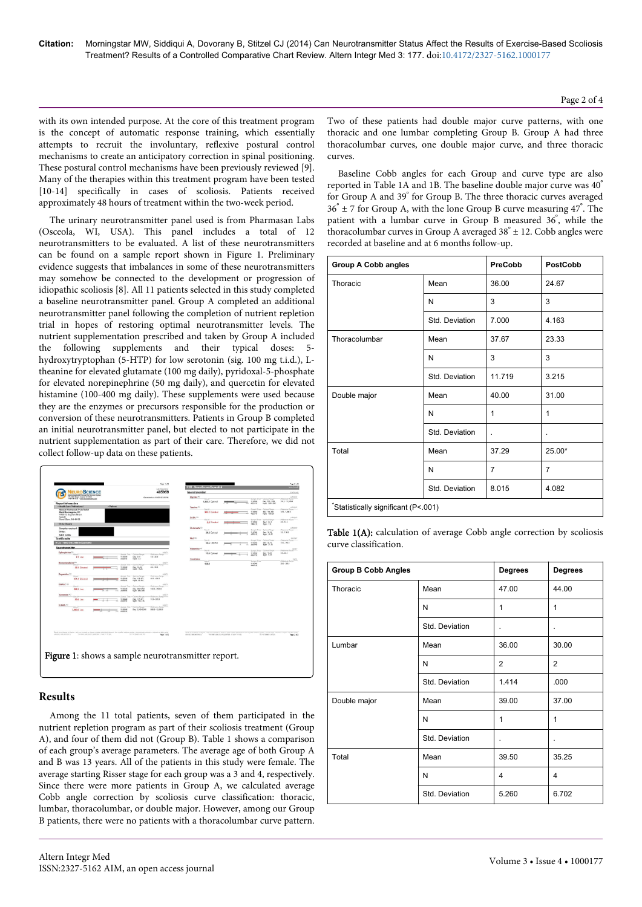with its own intended purpose. At the core of this treatment program is the concept of automatic response training, which essentially attempts to recruit the involuntary, reflexive postural control mechanisms to create an anticipatory correction in spinal positioning. These postural control mechanisms have been previously reviewed [9]. Many of the therapies within this treatment program have been tested [10-14] specifically in cases of scoliosis. Patients received approximately 48 hours of treatment within the two-week period.

The urinary neurotransmitter panel used is from Pharmasan Labs (Osceola, WI, USA). This panel includes a total of 12 neurotransmitters to be evaluated. A list of these neurotransmitters can be found on a sample report shown in Figure 1. Preliminary evidence suggests that imbalances in some of these neurotransmitters may somehow be connected to the development or progression of idiopathic scoliosis [8]. All 11 patients selected in this study completed a baseline neurotransmitter panel. Group A completed an additional neurotransmitter panel following the completion of nutrient repletion trial in hopes of restoring optimal neurotransmitter levels. The nutrient supplementation prescribed and taken by Group A included the following supplements and their typical doses: 5-hydroxytryptophan (5-HTP) for low serotonin (sig. 100 mg t.i.d.), L-theanine for elevated glutamate (100 mg daily), pyridoxal-5-phosphate for elevated norepinephrine (50 mg daily), and quercetin for elevated histamine (100-400 mg daily). These supplements were used because they are the enzymes or precursors responsible for the production or conversion of these neurotransmitters. Patients in Group B completed an initial neurotransmitter panel, but elected to not participate in the nutrient supplementation as part of their care. Therefore, we did not collect follow-up data on these patients.

**Figure 1**: shows a sample neurotransmitter report.

## Results

Among the 11 total patients, seven of them participated in the nutrient repletion program as part of their scoliosis treatment (Group A), and four of them did not (Group B). Table 1 shows a comparison of each group's average parameters. The average age of both Group A and B was 13 years. All of the patients in this study were female. The average starting Risser stage for each group was a 3 and 4, respectively. Since there were more patients in Group A, we calculated average Cobb angle correction by scoliosis curve classification: thoracic, lumbar, thoracolumbar, or double major. However, among our Group B patients, there were no patients with a thoracolumbar curve pattern. Two of these patients had double major curve patterns, with one thoracic and one lumbar completing Group B. Group A had three thoracolumbar curves, one double major curve, and three thoracic curves.

Baseline Cobb angles for each Group and curve type are also reported in Table 1A and 1B. The baseline double major curve was 40° for Group A and 39° for Group B. The three thoracic curves averaged 36° ± 7 for Group A, with the lone Group B curve measuring 47°. The patient with a lumbar curve in Group B measured 36°, while the thoracolumbar curves in Group A averaged 38° ± 12. Cobb angles were recorded at baseline and at 6 months follow-up.

| Group A Cobb angles | | PreCobb | PostCobb |
|---|---|---|---|
| Thoracic | Mean | 36.00 | 24.67 |
| | N | 3 | 3 |
| | Std. Deviation | 7.000 | 4.163 |
| Thoracolumbar | Mean | 37.67 | 23.33 |
| | N | 3 | 3 |
| | Std. Deviation | 11.719 | 3.215 |
| Double major | Mean | 40.00 | 31.00 |
| | N | 1 | 1 |
| | Std. Deviation | . | . |
| Total | Mean | 37.29 | 25.00* |
| | N | 7 | 7 |
| | Std. Deviation | 8.015 | 4.082 |

*Statistically significant (P<.001)

**Table 1(A):** calculation of average Cobb angle correction by scoliosis curve classification.

| Group B Cobb Angles | | Degrees | Degrees |
|---|---|---|---|
| Thoracic | Mean | 47.00 | 44.00 |
| | N | 1 | 1 |
| | Std. Deviation | . | . |
| Lumbar | Mean | 36.00 | 30.00 |
| | N | 2 | 2 |
| | Std. Deviation | 1.414 | .000 |
| Double major | Mean | 39.00 | 37.00 |
| | N | 1 | 1 |
| | Std. Deviation | . | . |
| Total | Mean | 39.50 | 35.25 |
| | N | 4 | 4 |
| | Std. Deviation | 5.260 | 6.702 |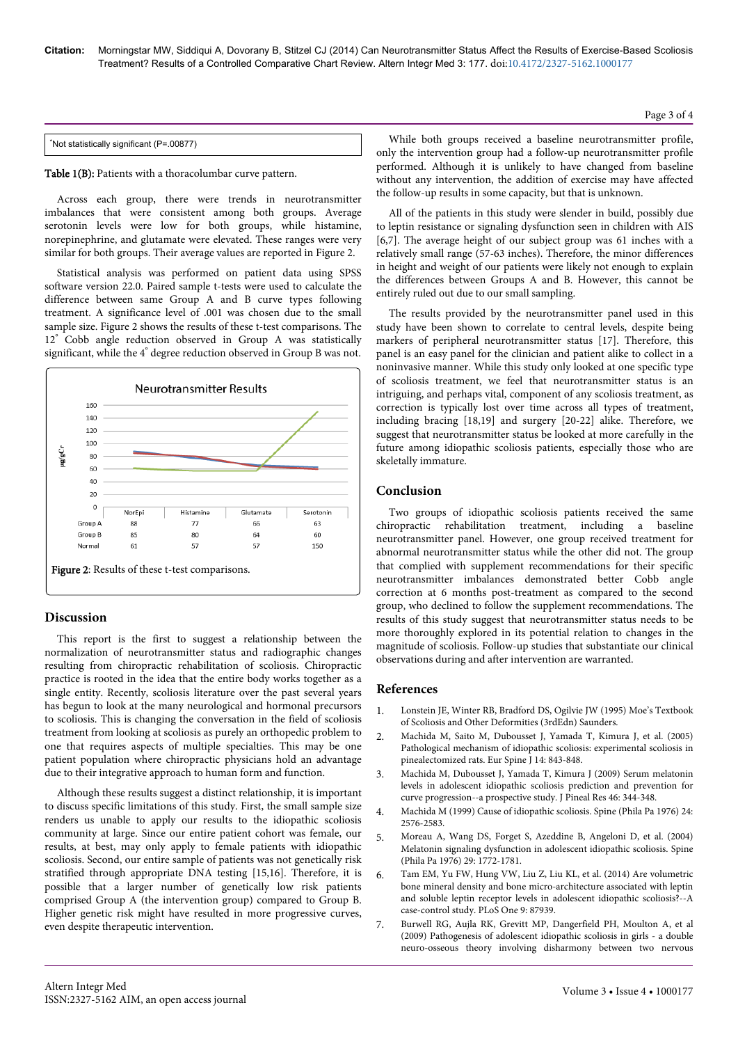*Not statistically significant (P=.00877)

**Table 1(B):** Patients with a thoracolumbar curve pattern.

Across each group, there were trends in neurotransmitter imbalances that were consistent among both groups. Average serotonin levels were low for both groups, while histamine, norepinephrine, and glutamate were elevated. These ranges were very similar for both groups. Their average values are reported in Figure 2.

Statistical analysis was performed on patient data using SPSS software version 22.0. Paired sample t-tests were used to calculate the difference between same Group A and B curve types following treatment. A significance level of .001 was chosen due to the small sample size. Figure 2 shows the results of these t-test comparisons. The 12° Cobb angle reduction observed in Group A was statistically significant, while the 4° degree reduction observed in Group B was not.

Neurotransmitter Results

| | NorEpi | Histamine | Glutamate | Serotonin |
|---|---|---|---|---|
| Group A | 88 | 77 | 66 | 63 |
| Group B | 85 | 80 | 64 | 60 |
| Normal | 61 | 57 | 57 | 150 |

**Figure 2**: Results of these t-test comparisons.

## Discussion

This report is the first to suggest a relationship between the normalization of neurotransmitter status and radiographic changes resulting from chiropractic rehabilitation of scoliosis. Chiropractic practice is rooted in the idea that the entire body works together as a single entity. Recently, scoliosis literature over the past several years has begun to look at the many neurological and hormonal precursors to scoliosis. This is changing the conversation in the field of scoliosis treatment from looking at scoliosis as purely an orthopedic problem to one that requires aspects of multiple specialties. This may be one patient population where chiropractic physicians hold an advantage due to their integrative approach to human form and function.

Although these results suggest a distinct relationship, it is important to discuss specific limitations of this study. First, the small sample size renders us unable to apply our results to the idiopathic scoliosis community at large. Since our entire patient cohort was female, our results, at best, may only apply to female patients with idiopathic scoliosis. Second, our entire sample of patients was not genetically risk stratified through appropriate DNA testing [15,16]. Therefore, it is possible that a larger number of genetically low risk patients comprised Group A (the intervention group) compared to Group B. Higher genetic risk might have resulted in more progressive curves, even despite therapeutic intervention.

While both groups received a baseline neurotransmitter profile, only the intervention group had a follow-up neurotransmitter profile performed. Although it is unlikely to have changed from baseline without any intervention, the addition of exercise may have affected the follow-up results in some capacity, but that is unknown.

All of the patients in this study were slender in build, possibly due to leptin resistance or signaling dysfunction seen in children with AIS [6,7]. The average height of our subject group was 61 inches with a relatively small range (57-63 inches). Therefore, the minor differences in height and weight of our patients were likely not enough to explain the differences between Groups A and B. However, this cannot be entirely ruled out due to our small sampling.

The results provided by the neurotransmitter panel used in this study have been shown to correlate to central levels, despite being markers of peripheral neurotransmitter status [17]. Therefore, this panel is an easy panel for the clinician and patient alike to collect in a noninvasive manner. While this study only looked at one specific type of scoliosis treatment, we feel that neurotransmitter status is an intriguing, and perhaps vital, component of any scoliosis treatment, as correction is typically lost over time across all types of treatment, including bracing [18,19] and surgery [20-22] alike. Therefore, we suggest that neurotransmitter status be looked at more carefully in the future among idiopathic scoliosis patients, especially those who are skeletally immature.

## Conclusion

Two groups of idiopathic scoliosis patients received the same chiropractic rehabilitation treatment, including a baseline neurotransmitter panel. However, one group received treatment for abnormal neurotransmitter status while the other did not. The group that complied with supplement recommendations for their specific neurotransmitter imbalances demonstrated better Cobb angle correction at 6 months post-treatment as compared to the second group, who declined to follow the supplement recommendations. The results of this study suggest that neurotransmitter status needs to be more thoroughly explored in its potential relation to changes in the magnitude of scoliosis. Follow-up studies that substantiate our clinical observations during and after intervention are warranted.

## References

1. Lonstein JE, Winter RB, Bradford DS, Ogilvie JW (1995) Moe's Textbook of Scoliosis and Other Deformities (3rdEdn) Saunders.
2. Machida M, Saito M, Dubousset J, Yamada T, Kimura J, et al. (2005) Pathological mechanism of idiopathic scoliosis: experimental scoliosis in pinealectomized rats. Eur Spine J 14: 843-848.
3. Machida M, Dubousset J, Yamada T, Kimura J (2009) Serum melatonin levels in adolescent idiopathic scoliosis prediction and prevention for curve progression--a prospective study. J Pineal Res 46: 344-348.
4. Machida M (1999) Cause of idiopathic scoliosis. Spine (Phila Pa 1976) 24: 2576-2583.
5. Moreau A, Wang DS, Forget S, Azeddine B, Angeloni D, et al. (2004) Melatonin signaling dysfunction in adolescent idiopathic scoliosis. Spine (Phila Pa 1976) 29: 1772-1781.
6. Tam EM, Yu FW, Hung VW, Liu Z, Liu KL, et al. (2014) Are volumetric bone mineral density and bone micro-architecture associated with leptin and soluble leptin receptor levels in adolescent idiopathic scoliosis?--A case-control study. PLoS One 9: 87939.
7. Burwell RG, Aujla RK, Grevitt MP, Dangerfield PH, Moulton A, et al (2009) Pathogenesis of adolescent idiopathic scoliosis in girls - a double neuro-osseous theory involving disharmony between two nervous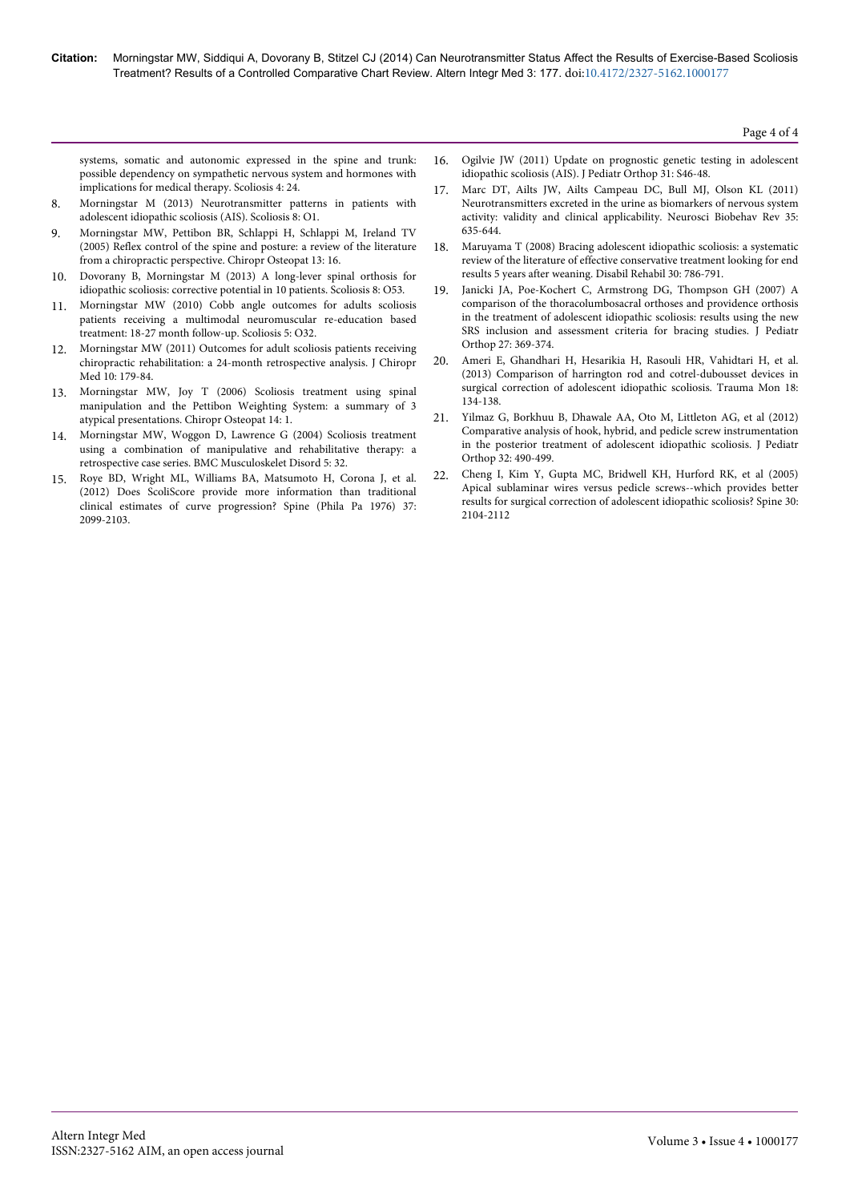systems, somatic and autonomic expressed in the spine and trunk: possible dependency on sympathetic nervous system and hormones with implications for medical therapy. Scoliosis 4: 24.

8. Morningstar M (2013) Neurotransmitter patterns in patients with adolescent idiopathic scoliosis (AIS). Scoliosis 8: O1.
9. Morningstar MW, Pettibon BR, Schlappi H, Schlappi M, Ireland TV (2005) Reflex control of the spine and posture: a review of the literature from a chiropractic perspective. Chiropr Osteopat 13: 16.
10. Dovorany B, Morningstar M (2013) A long-lever spinal orthosis for idiopathic scoliosis: corrective potential in 10 patients. Scoliosis 8: O53.
11. Morningstar MW (2010) Cobb angle outcomes for adults scoliosis patients receiving a multimodal neuromuscular re-education based treatment: 18-27 month follow-up. Scoliosis 5: O32.
12. Morningstar MW (2011) Outcomes for adult scoliosis patients receiving chiropractic rehabilitation: a 24-month retrospective analysis. J Chiropr Med 10: 179-84.
13. Morningstar MW, Joy T (2006) Scoliosis treatment using spinal manipulation and the Pettibon Weighting System: a summary of 3 atypical presentations. Chiropr Osteopat 14: 1.
14. Morningstar MW, Woggon D, Lawrence G (2004) Scoliosis treatment using a combination of manipulative and rehabilitative therapy: a retrospective case series. BMC Musculoskelet Disord 5: 32.
15. Roye BD, Wright ML, Williams BA, Matsumoto H, Corona J, et al. (2012) Does ScoliScore provide more information than traditional clinical estimates of curve progression? Spine (Phila Pa 1976) 37: 2099-2103.
16. Ogilvie JW (2011) Update on prognostic genetic testing in adolescent idiopathic scoliosis (AIS). J Pediatr Orthop 31: S46-48.
17. Marc DT, Ailts JW, Ailts Campeau DC, Bull MJ, Olson KL (2011) Neurotransmitters excreted in the urine as biomarkers of nervous system activity: validity and clinical applicability. Neurosci Biobehav Rev 35: 635-644.
18. Maruyama T (2008) Bracing adolescent idiopathic scoliosis: a systematic review of the literature of effective conservative treatment looking for end results 5 years after weaning. Disabil Rehabil 30: 786-791.
19. Janicki JA, Poe-Kochert C, Armstrong DG, Thompson GH (2007) A comparison of the thoracolumbosacral orthoses and providence orthosis in the treatment of adolescent idiopathic scoliosis: results using the new SRS inclusion and assessment criteria for bracing studies. J Pediatr Orthop 27: 369-374.
20. Ameri E, Ghandhari H, Hesarikia H, Rasouli HR, Vahidtari H, et al. (2013) Comparison of harrington rod and cotrel-dubousset devices in surgical correction of adolescent idiopathic scoliosis. Trauma Mon 18: 134-138.
21. Yilmaz G, Borkhuu B, Dhawale AA, Oto M, Littleton AG, et al (2012) Comparative analysis of hook, hybrid, and pedicle screw instrumentation in the posterior treatment of adolescent idiopathic scoliosis. J Pediatr Orthop 32: 490-499.
22. Cheng I, Kim Y, Gupta MC, Bridwell KH, Hurford RK, et al (2005) Apical sublaminar wires versus pedicle screws--which provides better results for surgical correction of adolescent idiopathic scoliosis? Spine 30: 2104-2112